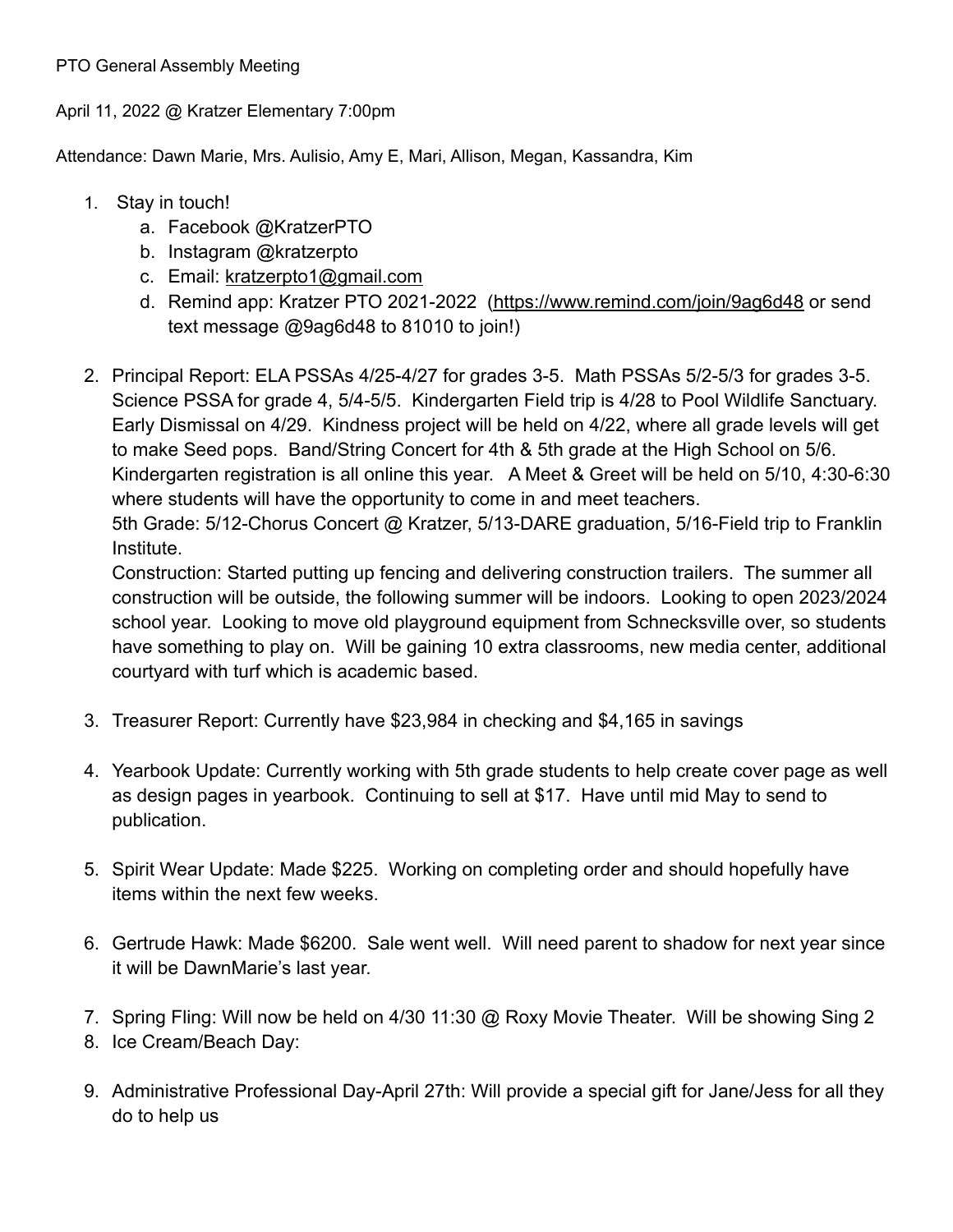PTO General Assembly Meeting

April 11, 2022 @ Kratzer Elementary 7:00pm

Attendance: Dawn Marie, Mrs. Aulisio, Amy E, Mari, Allison, Megan, Kassandra, Kim

1. Stay in touch!
   a. Facebook @KratzerPTO
   b. Instagram @kratzerpto
   c. Email: kratzerpto1@gmail.com
   d. Remind app: Kratzer PTO 2021-2022 (https://www.remind.com/join/9ag6d48 or send text message @9ag6d48 to 81010 to join!)

2. Principal Report: ELA PSSAs 4/25-4/27 for grades 3-5. Math PSSAs 5/2-5/3 for grades 3-5. Science PSSA for grade 4, 5/4-5/5. Kindergarten Field trip is 4/28 to Pool Wildlife Sanctuary. Early Dismissal on 4/29. Kindness project will be held on 4/22, where all grade levels will get to make Seed pops. Band/String Concert for 4th & 5th grade at the High School on 5/6. Kindergarten registration is all online this year. A Meet & Greet will be held on 5/10, 4:30-6:30 where students will have the opportunity to come in and meet teachers.
   5th Grade: 5/12-Chorus Concert @ Kratzer, 5/13-DARE graduation, 5/16-Field trip to Franklin Institute.
   Construction: Started putting up fencing and delivering construction trailers. The summer all construction will be outside, the following summer will be indoors. Looking to open 2023/2024 school year. Looking to move old playground equipment from Schnecksville over, so students have something to play on. Will be gaining 10 extra classrooms, new media center, additional courtyard with turf which is academic based.

3. Treasurer Report: Currently have $23,984 in checking and $4,165 in savings

4. Yearbook Update: Currently working with 5th grade students to help create cover page as well as design pages in yearbook. Continuing to sell at $17. Have until mid May to send to publication.

5. Spirit Wear Update: Made $225. Working on completing order and should hopefully have items within the next few weeks.

6. Gertrude Hawk: Made $6200. Sale went well. Will need parent to shadow for next year since it will be DawnMarie's last year.

7. Spring Fling: Will now be held on 4/30 11:30 @ Roxy Movie Theater. Will be showing Sing 2
8. Ice Cream/Beach Day:

9. Administrative Professional Day-April 27th: Will provide a special gift for Jane/Jess for all they do to help us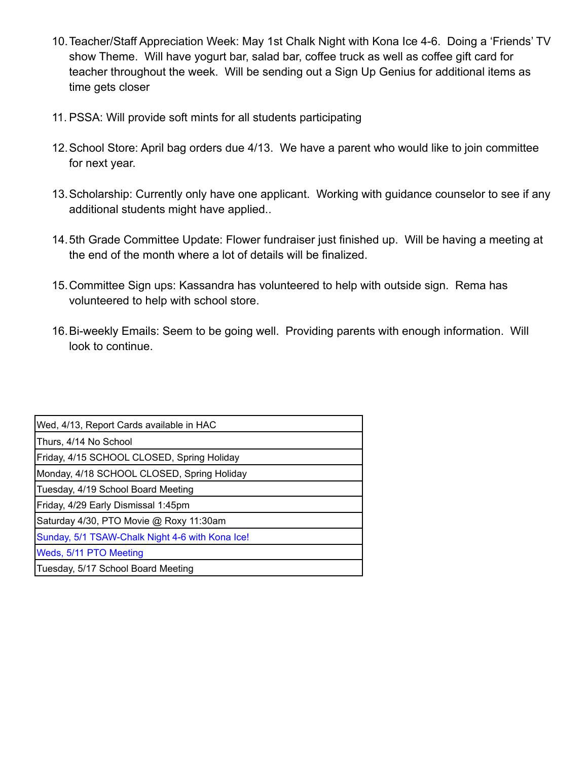10. Teacher/Staff Appreciation Week: May 1st Chalk Night with Kona Ice 4-6. Doing a 'Friends' TV show Theme. Will have yogurt bar, salad bar, coffee truck as well as coffee gift card for teacher throughout the week. Will be sending out a Sign Up Genius for additional items as time gets closer

11. PSSA: Will provide soft mints for all students participating

12. School Store: April bag orders due 4/13. We have a parent who would like to join committee for next year.

13. Scholarship: Currently only have one applicant. Working with guidance counselor to see if any additional students might have applied..

14. 5th Grade Committee Update: Flower fundraiser just finished up. Will be having a meeting at the end of the month where a lot of details will be finalized.

15. Committee Sign ups: Kassandra has volunteered to help with outside sign. Rema has volunteered to help with school store.

16. Bi-weekly Emails: Seem to be going well. Providing parents with enough information. Will look to continue.

| |
|---|
| Wed, 4/13, Report Cards available in HAC |
| Thurs, 4/14 No School |
| Friday, 4/15 SCHOOL CLOSED, Spring Holiday |
| Monday, 4/18 SCHOOL CLOSED, Spring Holiday |
| Tuesday, 4/19 School Board Meeting |
| Friday, 4/29 Early Dismissal 1:45pm |
| Saturday 4/30, PTO Movie @ Roxy 11:30am |
| Sunday, 5/1 TSAW-Chalk Night 4-6 with Kona Ice! |
| Weds, 5/11 PTO Meeting |
| Tuesday, 5/17 School Board Meeting |